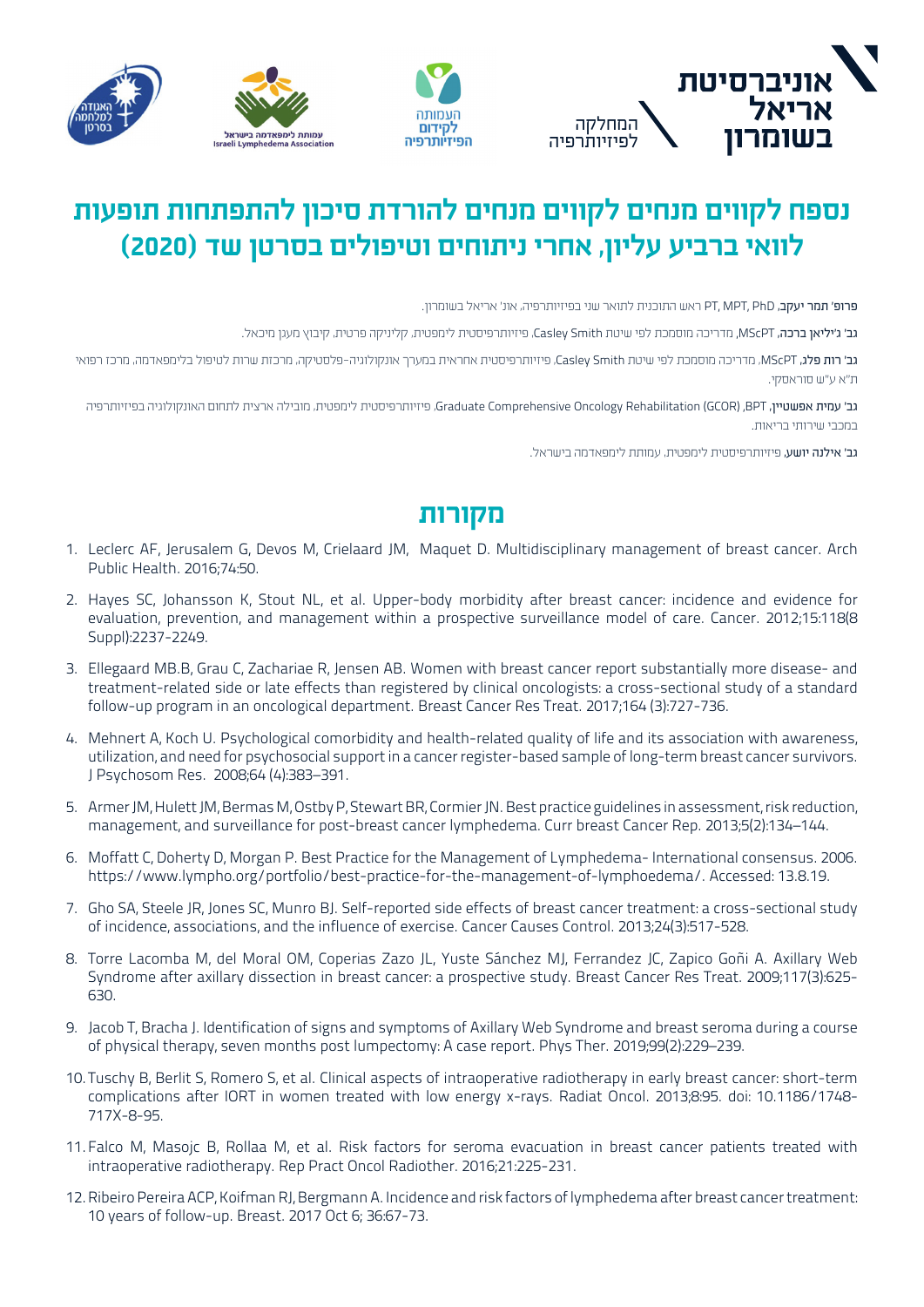אוניברסיטת אריאל בשומרון

המחלקה לפיזיותרפיה

העמותה לקידום הפיזיותרפיה

עמותת לימפאדמה בישראל Israeli Lymphedema Association

האגודה למלחמה בסרטן

# נספח לקווים מנחים לקווים מנחים להורדת סיכון להתפתחות תופעות לוואי ברביע עליון, אחרי ניתוחים וטיפולים בסרטן שד (2020)

פרופ' **תמר יעקב**, PT, MPT, PhD ראש התוכנית לתואר שני בפיזיותרפיה, אונ' אריאל בשומרון.

גב' **ג'יליאן ברכה**, MScPT, מדריכה מוסמכת לפי שיטת Casley Smith, פיזיותרפיסטית לימפטית, קליניקה פרטית, קיבוץ מעגן מיכאל.

גב' **רות פלג**, MScPT, מדריכה מוסמכת לפי שיטת Casley Smith, פיזיותרפיסטית אחראית במערך אונקולוגיה-פלסטיקה, מרכזת שרות לטיפול בלימפאדמה, מרכז רפואי ת"א ע"ש סוראסקי.

גב' **עמית אפשטיין**, BPT, Graduate Comprehensive Oncology Rehabilitation (GCOR), פיזיותרפיסטית לימפטית, מובילה ארצית לתחום האונקולוגיה בפיזיותרפיה במכבי שירותי בריאות.

גב' **אילנה יושע**, פיזיותרפיסטית לימפטית, עמותת לימפאדמה בישראל.

## מקורות

1. Leclerc AF, Jerusalem G, Devos M, Crielaard JM, Maquet D. Multidisciplinary management of breast cancer. Arch Public Health. 2016;74:50.
2. Hayes SC, Johansson K, Stout NL, et al. Upper-body morbidity after breast cancer: incidence and evidence for evaluation, prevention, and management within a prospective surveillance model of care. Cancer. 2012;15:118(8 Suppl):2237-2249.
3. Ellegaard MB.B, Grau C, Zachariae R, Jensen AB. Women with breast cancer report substantially more disease- and treatment-related side or late effects than registered by clinical oncologists: a cross-sectional study of a standard follow-up program in an oncological department. Breast Cancer Res Treat. 2017;164 (3):727-736.
4. Mehnert A, Koch U. Psychological comorbidity and health-related quality of life and its association with awareness, utilization, and need for psychosocial support in a cancer register-based sample of long-term breast cancer survivors. J Psychosom Res. 2008;64 (4):383–391.
5. Armer JM, Hulett JM, Bermas M, Ostby P, Stewart BR, Cormier JN. Best practice guidelines in assessment, risk reduction, management, and surveillance for post-breast cancer lymphedema. Curr breast Cancer Rep. 2013;5(2):134–144.
6. Moffatt C, Doherty D, Morgan P. Best Practice for the Management of Lymphedema- International consensus. 2006. https://www.lympho.org/portfolio/best-practice-for-the-management-of-lymphoedema/. Accessed: 13.8.19.
7. Gho SA, Steele JR, Jones SC, Munro BJ. Self-reported side effects of breast cancer treatment: a cross-sectional study of incidence, associations, and the influence of exercise. Cancer Causes Control. 2013;24(3):517-528.
8. Torre Lacomba M, del Moral OM, Coperias Zazo JL, Yuste Sánchez MJ, Ferrandez JC, Zapico Goñi A. Axillary Web Syndrome after axillary dissection in breast cancer: a prospective study. Breast Cancer Res Treat. 2009;117(3):625-630.
9. Jacob T, Bracha J. Identification of signs and symptoms of Axillary Web Syndrome and breast seroma during a course of physical therapy, seven months post lumpectomy: A case report. Phys Ther. 2019;99(2):229–239.
10. Tuschy B, Berlit S, Romero S, et al. Clinical aspects of intraoperative radiotherapy in early breast cancer: short-term complications after IORT in women treated with low energy x-rays. Radiat Oncol. 2013;8:95. doi: 10.1186/1748-717X-8-95.
11. Falco M, Masojc B, Rollaa M, et al. Risk factors for seroma evacuation in breast cancer patients treated with intraoperative radiotherapy. Rep Pract Oncol Radiother. 2016;21:225-231.
12. Ribeiro Pereira ACP, Koifman RJ, Bergmann A. Incidence and risk factors of lymphedema after breast cancer treatment: 10 years of follow-up. Breast. 2017 Oct 6; 36:67-73.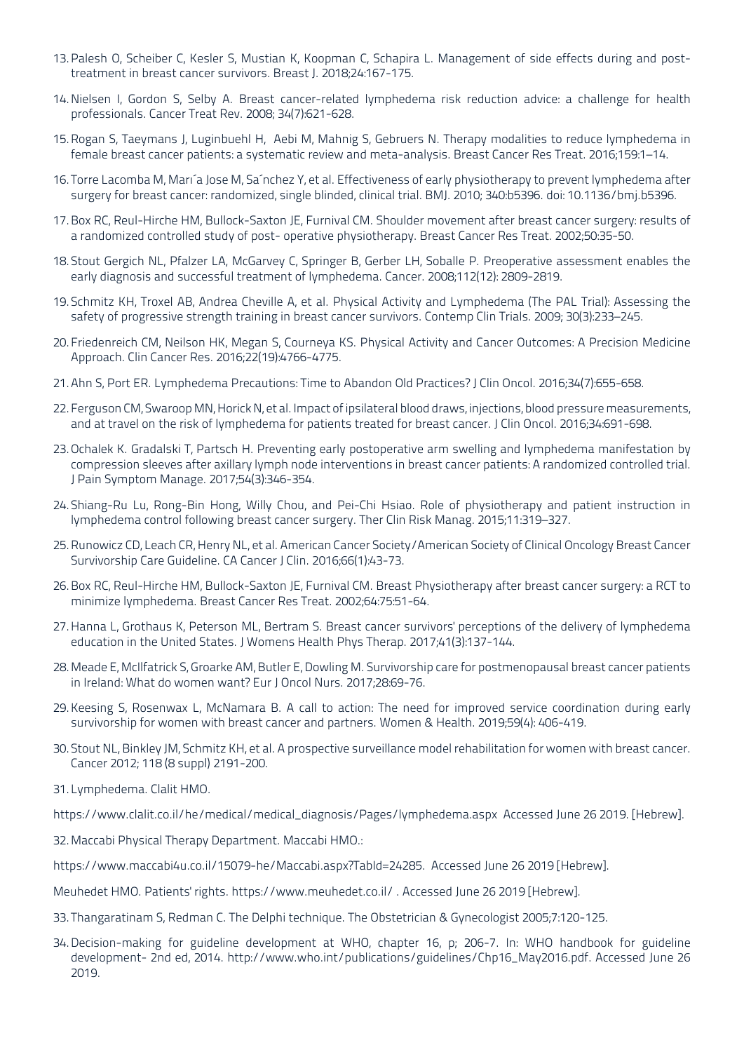13. Palesh O, Scheiber C, Kesler S, Mustian K, Koopman C, Schapira L. Management of side effects during and post-treatment in breast cancer survivors. Breast J. 2018;24:167-175.

14. Nielsen I, Gordon S, Selby A. Breast cancer-related lymphedema risk reduction advice: a challenge for health professionals. Cancer Treat Rev. 2008; 34(7):621-628.

15. Rogan S, Taeymans J, Luginbuehl H, Aebi M, Mahnig S, Gebruers N. Therapy modalities to reduce lymphedema in female breast cancer patients: a systematic review and meta-analysis. Breast Cancer Res Treat. 2016;159:1–14.

16. Torre Lacomba M, Marı´a Jose M, Sa´nchez Y, et al. Effectiveness of early physiotherapy to prevent lymphedema after surgery for breast cancer: randomized, single blinded, clinical trial. BMJ. 2010; 340:b5396. doi: 10.1136/bmj.b5396.

17. Box RC, Reul-Hirche HM, Bullock-Saxton JE, Furnival CM. Shoulder movement after breast cancer surgery: results of a randomized controlled study of post- operative physiotherapy. Breast Cancer Res Treat. 2002;50:35-50.

18. Stout Gergich NL, Pfalzer LA, McGarvey C, Springer B, Gerber LH, Soballe P. Preoperative assessment enables the early diagnosis and successful treatment of lymphedema. Cancer. 2008;112(12): 2809-2819.

19. Schmitz KH, Troxel AB, Andrea Cheville A, et al. Physical Activity and Lymphedema (The PAL Trial): Assessing the safety of progressive strength training in breast cancer survivors. Contemp Clin Trials. 2009; 30(3):233–245.

20. Friedenreich CM, Neilson HK, Megan S, Courneya KS. Physical Activity and Cancer Outcomes: A Precision Medicine Approach. Clin Cancer Res. 2016;22(19):4766-4775.

21. Ahn S, Port ER. Lymphedema Precautions: Time to Abandon Old Practices? J Clin Oncol. 2016;34(7):655-658.

22. Ferguson CM, Swaroop MN, Horick N, et al. Impact of ipsilateral blood draws, injections, blood pressure measurements, and at travel on the risk of lymphedema for patients treated for breast cancer. J Clin Oncol. 2016;34:691-698.

23. Ochalek K. Gradalski T, Partsch H. Preventing early postoperative arm swelling and lymphedema manifestation by compression sleeves after axillary lymph node interventions in breast cancer patients: A randomized controlled trial. J Pain Symptom Manage. 2017;54(3):346-354.

24. Shiang-Ru Lu, Rong-Bin Hong, Willy Chou, and Pei-Chi Hsiao. Role of physiotherapy and patient instruction in lymphedema control following breast cancer surgery. Ther Clin Risk Manag. 2015;11:319–327.

25. Runowicz CD, Leach CR, Henry NL, et al. American Cancer Society/American Society of Clinical Oncology Breast Cancer Survivorship Care Guideline. CA Cancer J Clin. 2016;66(1):43-73.

26. Box RC, Reul-Hirche HM, Bullock-Saxton JE, Furnival CM. Breast Physiotherapy after breast cancer surgery: a RCT to minimize lymphedema. Breast Cancer Res Treat. 2002;64:75:51-64.

27. Hanna L, Grothaus K, Peterson ML, Bertram S. Breast cancer survivors' perceptions of the delivery of lymphedema education in the United States. J Womens Health Phys Therap. 2017;41(3):137-144.

28. Meade E, McIlfatrick S, Groarke AM, Butler E, Dowling M. Survivorship care for postmenopausal breast cancer patients in Ireland: What do women want? Eur J Oncol Nurs. 2017;28:69-76.

29. Keesing S, Rosenwax L, McNamara B. A call to action: The need for improved service coordination during early survivorship for women with breast cancer and partners. Women & Health. 2019;59(4): 406-419.

30. Stout NL, Binkley JM, Schmitz KH, et al. A prospective surveillance model rehabilitation for women with breast cancer. Cancer 2012; 118 (8 suppl) 2191-200.

31. Lymphedema. Clalit HMO.

https://www.clalit.co.il/he/medical/medical_diagnosis/Pages/lymphedema.aspx Accessed June 26 2019. [Hebrew].

32. Maccabi Physical Therapy Department. Maccabi HMO.:

https://www.maccabi4u.co.il/15079-he/Maccabi.aspx?TabId=24285. Accessed June 26 2019 [Hebrew].

Meuhedet HMO. Patients' rights. https://www.meuhedet.co.il/ . Accessed June 26 2019 [Hebrew].

33. Thangaratinam S, Redman C. The Delphi technique. The Obstetrician & Gynecologist 2005;7:120-125.

34. Decision-making for guideline development at WHO, chapter 16, p; 206-7. In: WHO handbook for guideline development- 2nd ed, 2014. http://www.who.int/publications/guidelines/Chp16_May2016.pdf. Accessed June 26 2019.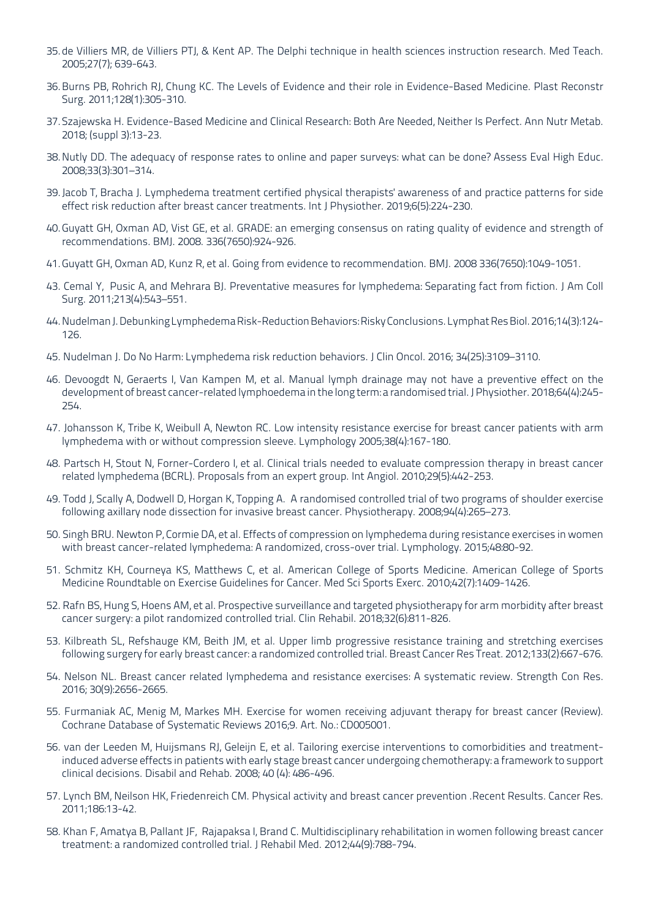35. de Villiers MR, de Villiers PTJ, & Kent AP. The Delphi technique in health sciences instruction research. Med Teach. 2005;27(7); 639-643.

36. Burns PB, Rohrich RJ, Chung KC. The Levels of Evidence and their role in Evidence-Based Medicine. Plast Reconstr Surg. 2011;128(1):305-310.

37. Szajewska H. Evidence-Based Medicine and Clinical Research: Both Are Needed, Neither Is Perfect. Ann Nutr Metab. 2018; (suppl 3):13-23.

38. Nutly DD. The adequacy of response rates to online and paper surveys: what can be done? Assess Eval High Educ. 2008;33(3):301–314.

39. Jacob T, Bracha J. Lymphedema treatment certified physical therapists' awareness of and practice patterns for side effect risk reduction after breast cancer treatments. Int J Physiother. 2019;6(5):224-230.

40. Guyatt GH, Oxman AD, Vist GE, et al. GRADE: an emerging consensus on rating quality of evidence and strength of recommendations. BMJ. 2008. 336(7650):924-926.

41. Guyatt GH, Oxman AD, Kunz R, et al. Going from evidence to recommendation. BMJ. 2008 336(7650):1049-1051.

43. Cemal Y, Pusic A, and Mehrara BJ. Preventative measures for lymphedema: Separating fact from fiction. J Am Coll Surg. 2011;213(4):543–551.

44. Nudelman J. Debunking Lymphedema Risk-Reduction Behaviors: Risky Conclusions. Lymphat Res Biol. 2016;14(3):124-126.

45. Nudelman J. Do No Harm: Lymphedema risk reduction behaviors. J Clin Oncol. 2016; 34(25):3109–3110.

46. Devoogdt N, Geraerts I, Van Kampen M, et al. Manual lymph drainage may not have a preventive effect on the development of breast cancer-related lymphoedema in the long term: a randomised trial. J Physiother. 2018;64(4):245-254.

47. Johansson K, Tribe K, Weibull A, Newton RC. Low intensity resistance exercise for breast cancer patients with arm lymphedema with or without compression sleeve. Lymphology 2005;38(4):167-180.

48. Partsch H, Stout N, Forner-Cordero I, et al. Clinical trials needed to evaluate compression therapy in breast cancer related lymphedema (BCRL). Proposals from an expert group. Int Angiol. 2010;29(5):442-253.

49. Todd J, Scally A, Dodwell D, Horgan K, Topping A. A randomised controlled trial of two programs of shoulder exercise following axillary node dissection for invasive breast cancer. Physiotherapy. 2008;94(4):265–273.

50. Singh BRU. Newton P, Cormie DA, et al. Effects of compression on lymphedema during resistance exercises in women with breast cancer-related lymphedema: A randomized, cross-over trial. Lymphology. 2015;48:80-92.

51. Schmitz KH, Courneya KS, Matthews C, et al. American College of Sports Medicine. American College of Sports Medicine Roundtable on Exercise Guidelines for Cancer. Med Sci Sports Exerc. 2010;42(7):1409-1426.

52. Rafn BS, Hung S, Hoens AM, et al. Prospective surveillance and targeted physiotherapy for arm morbidity after breast cancer surgery: a pilot randomized controlled trial. Clin Rehabil. 2018;32(6):811-826.

53. Kilbreath SL, Refshauge KM, Beith JM, et al. Upper limb progressive resistance training and stretching exercises following surgery for early breast cancer: a randomized controlled trial. Breast Cancer Res Treat. 2012;133(2):667-676.

54. Nelson NL. Breast cancer related lymphedema and resistance exercises: A systematic review. Strength Con Res. 2016; 30(9):2656-2665.

55. Furmaniak AC, Menig M, Markes MH. Exercise for women receiving adjuvant therapy for breast cancer (Review). Cochrane Database of Systematic Reviews 2016;9. Art. No.: CD005001.

56. van der Leeden M, Huijsmans RJ, Geleijn E, et al. Tailoring exercise interventions to comorbidities and treatment-induced adverse effects in patients with early stage breast cancer undergoing chemotherapy: a framework to support clinical decisions. Disabil and Rehab. 2008; 40 (4): 486-496.

57. Lynch BM, Neilson HK, Friedenreich CM. Physical activity and breast cancer prevention .Recent Results. Cancer Res. 2011;186:13-42.

58. Khan F, Amatya B, Pallant JF, Rajapaksa I, Brand C. Multidisciplinary rehabilitation in women following breast cancer treatment: a randomized controlled trial. J Rehabil Med. 2012;44(9):788-794.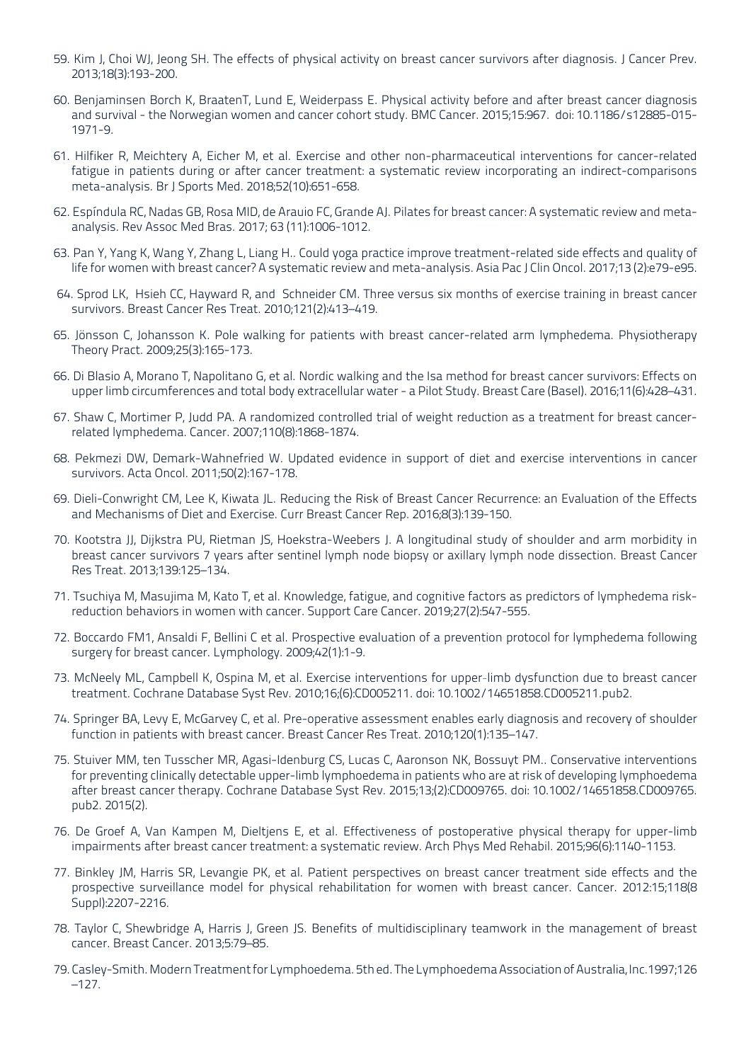59. Kim J, Choi WJ, Jeong SH. The effects of physical activity on breast cancer survivors after diagnosis. J Cancer Prev. 2013;18(3):193-200.

60. Benjaminsen Borch K, BraatenT, Lund E, Weiderpass E. Physical activity before and after breast cancer diagnosis and survival - the Norwegian women and cancer cohort study. BMC Cancer. 2015;15:967. doi: 10.1186/s12885-015-1971-9.

61. Hilfiker R, Meichtery A, Eicher M, et al. Exercise and other non-pharmaceutical interventions for cancer-related fatigue in patients during or after cancer treatment: a systematic review incorporating an indirect-comparisons meta-analysis. Br J Sports Med. 2018;52(10):651-658.

62. Espíndula RC, Nadas GB, Rosa MID, de Arauio FC, Grande AJ. Pilates for breast cancer: A systematic review and meta-analysis. Rev Assoc Med Bras. 2017; 63 (11):1006-1012.

63. Pan Y, Yang K, Wang Y, Zhang L, Liang H.. Could yoga practice improve treatment-related side effects and quality of life for women with breast cancer? A systematic review and meta-analysis. Asia Pac J Clin Oncol. 2017;13 (2):e79-e95.

64. Sprod LK, Hsieh CC, Hayward R, and Schneider CM. Three versus six months of exercise training in breast cancer survivors. Breast Cancer Res Treat. 2010;121(2):413–419.

65. Jönsson C, Johansson K. Pole walking for patients with breast cancer-related arm lymphedema. Physiotherapy Theory Pract. 2009;25(3):165-173.

66. Di Blasio A, Morano T, Napolitano G, et al. Nordic walking and the Isa method for breast cancer survivors: Effects on upper limb circumferences and total body extracellular water - a Pilot Study. Breast Care (Basel). 2016;11(6):428–431.

67. Shaw C, Mortimer P, Judd PA. A randomized controlled trial of weight reduction as a treatment for breast cancer-related lymphedema. Cancer. 2007;110(8):1868-1874.

68. Pekmezi DW, Demark-Wahnefried W. Updated evidence in support of diet and exercise interventions in cancer survivors. Acta Oncol. 2011;50(2):167-178.

69. Dieli-Conwright CM, Lee K, Kiwata JL. Reducing the Risk of Breast Cancer Recurrence: an Evaluation of the Effects and Mechanisms of Diet and Exercise. Curr Breast Cancer Rep. 2016;8(3):139-150.

70. Kootstra JJ, Dijkstra PU, Rietman JS, Hoekstra-Weebers J. A longitudinal study of shoulder and arm morbidity in breast cancer survivors 7 years after sentinel lymph node biopsy or axillary lymph node dissection. Breast Cancer Res Treat. 2013;139:125–134.

71. Tsuchiya M, Masujima M, Kato T, et al. Knowledge, fatigue, and cognitive factors as predictors of lymphedema risk-reduction behaviors in women with cancer. Support Care Cancer. 2019;27(2):547-555.

72. Boccardo FM1, Ansaldi F, Bellini C et al. Prospective evaluation of a prevention protocol for lymphedema following surgery for breast cancer. Lymphology. 2009;42(1):1-9.

73. McNeely ML, Campbell K, Ospina M, et al. Exercise interventions for upper-limb dysfunction due to breast cancer treatment. Cochrane Database Syst Rev. 2010;16;(6):CD005211. doi: 10.1002/14651858.CD005211.pub2.

74. Springer BA, Levy E, McGarvey C, et al. Pre-operative assessment enables early diagnosis and recovery of shoulder function in patients with breast cancer. Breast Cancer Res Treat. 2010;120(1):135–147.

75. Stuiver MM, ten Tusscher MR, Agasi-Idenburg CS, Lucas C, Aaronson NK, Bossuyt PM.. Conservative interventions for preventing clinically detectable upper-limb lymphoedema in patients who are at risk of developing lymphoedema after breast cancer therapy. Cochrane Database Syst Rev. 2015;13;(2):CD009765. doi: 10.1002/14651858.CD009765.pub2. 2015(2).

76. De Groef A, Van Kampen M, Dieltjens E, et al. Effectiveness of postoperative physical therapy for upper-limb impairments after breast cancer treatment: a systematic review. Arch Phys Med Rehabil. 2015;96(6):1140-1153.

77. Binkley JM, Harris SR, Levangie PK, et al. Patient perspectives on breast cancer treatment side effects and the prospective surveillance model for physical rehabilitation for women with breast cancer. Cancer. 2012:15;118(8 Suppl):2207-2216.

78. Taylor C, Shewbridge A, Harris J, Green JS. Benefits of multidisciplinary teamwork in the management of breast cancer. Breast Cancer. 2013;5:79–85.

79. Casley-Smith. Modern Treatment for Lymphoedema. 5th ed. The Lymphoedema Association of Australia, Inc.1997;126–127.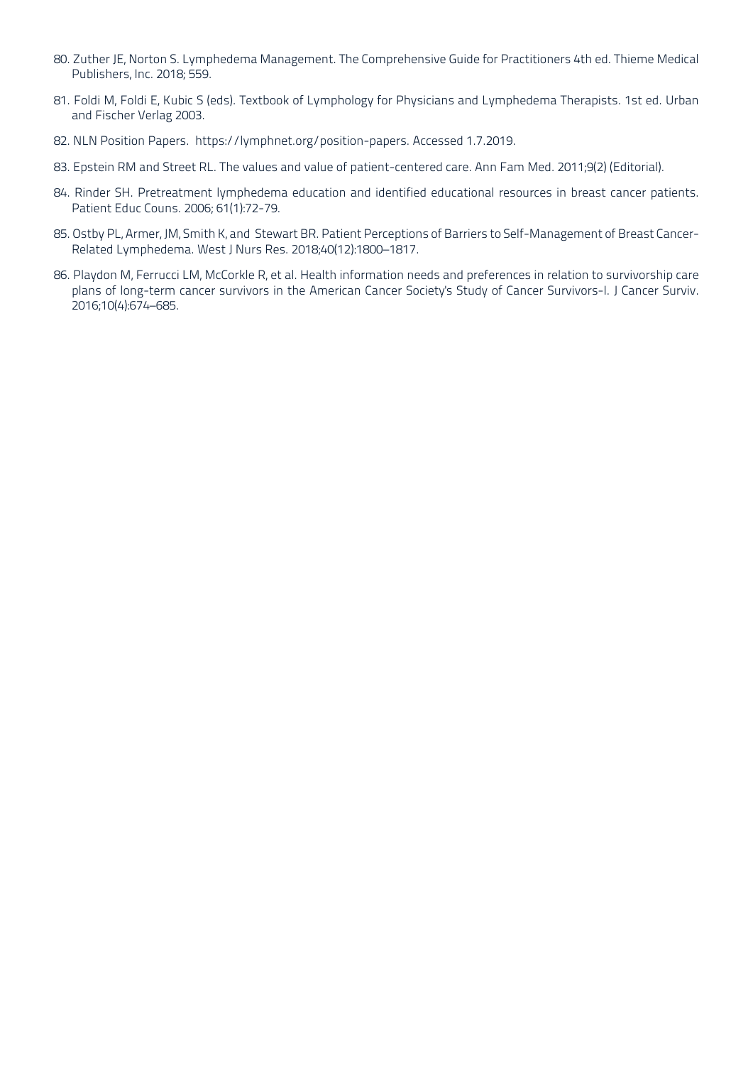80. Zuther JE, Norton S. Lymphedema Management. The Comprehensive Guide for Practitioners 4th ed. Thieme Medical Publishers, Inc. 2018; 559.

81. Foldi M, Foldi E, Kubic S (eds). Textbook of Lymphology for Physicians and Lymphedema Therapists. 1st ed. Urban and Fischer Verlag 2003.

82. NLN Position Papers. https://lymphnet.org/position-papers. Accessed 1.7.2019.

83. Epstein RM and Street RL. The values and value of patient-centered care. Ann Fam Med. 2011;9(2) (Editorial).

84. Rinder SH. Pretreatment lymphedema education and identified educational resources in breast cancer patients. Patient Educ Couns. 2006; 61(1):72-79.

85. Ostby PL, Armer, JM, Smith K, and Stewart BR. Patient Perceptions of Barriers to Self-Management of Breast Cancer-Related Lymphedema. West J Nurs Res. 2018;40(12):1800–1817.

86. Playdon M, Ferrucci LM, McCorkle R, et al. Health information needs and preferences in relation to survivorship care plans of long-term cancer survivors in the American Cancer Society's Study of Cancer Survivors-I. J Cancer Surviv. 2016;10(4):674–685.